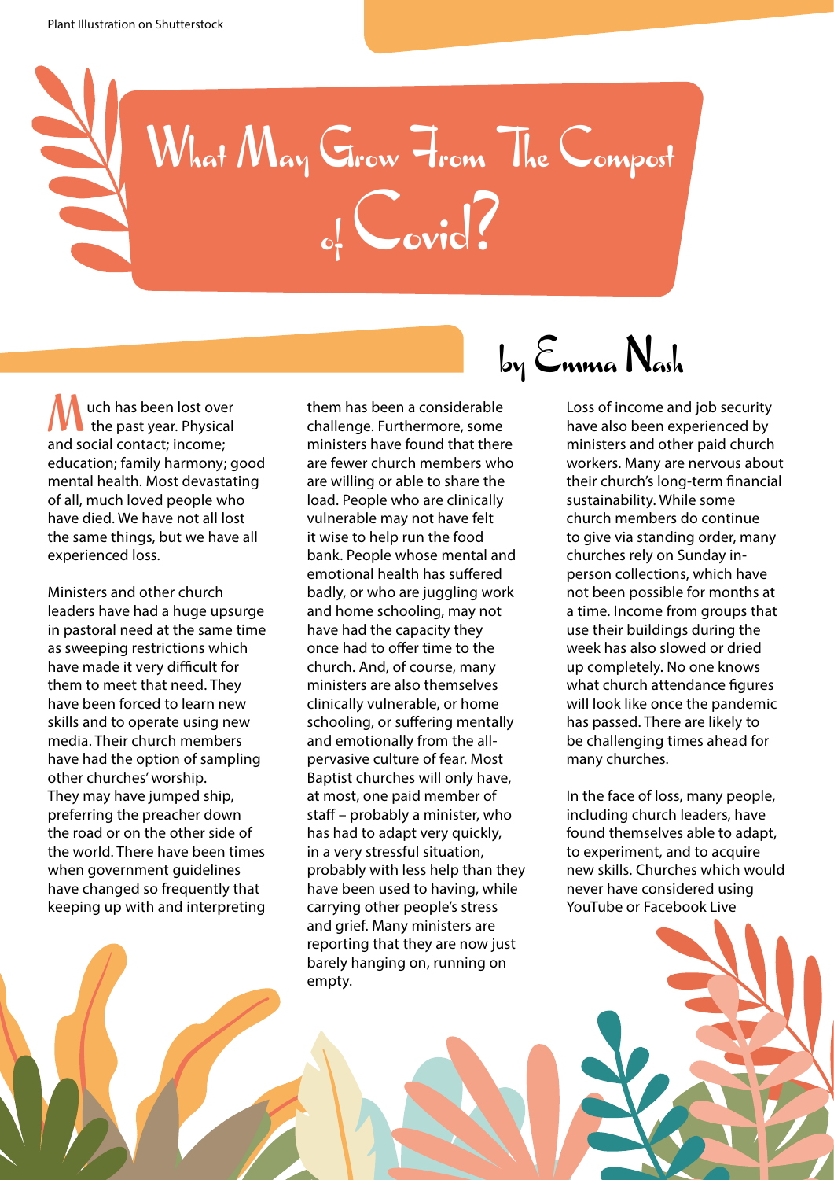Plant Illustration on Shutterstock

# What May Grow From The Compost of Covid?

## by Emma Nash

Much has been lost over the past year. Physical and social contact; income; education; family harmony; good mental health. Most devastating of all, much loved people who have died. We have not all lost the same things, but we have all experienced loss.

Ministers and other church leaders have had a huge upsurge in pastoral need at the same time as sweeping restrictions which have made it very difficult for them to meet that need. They have been forced to learn new skills and to operate using new media. Their church members have had the option of sampling other churches' worship. They may have jumped ship, preferring the preacher down the road or on the other side of the world. There have been times when government guidelines have changed so frequently that keeping up with and interpreting them has been a considerable challenge. Furthermore, some ministers have found that there are fewer church members who are willing or able to share the load. People who are clinically vulnerable may not have felt it wise to help run the food bank. People whose mental and emotional health has suffered badly, or who are juggling work and home schooling, may not have had the capacity they once had to offer time to the church. And, of course, many ministers are also themselves clinically vulnerable, or home schooling, or suffering mentally and emotionally from the all-pervasive culture of fear. Most Baptist churches will only have, at most, one paid member of staff – probably a minister, who has had to adapt very quickly, in a very stressful situation, probably with less help than they have been used to having, while carrying other people's stress and grief. Many ministers are reporting that they are now just barely hanging on, running on empty.

Loss of income and job security have also been experienced by ministers and other paid church workers. Many are nervous about their church's long-term financial sustainability. While some church members do continue to give via standing order, many churches rely on Sunday in-person collections, which have not been possible for months at a time. Income from groups that use their buildings during the week has also slowed or dried up completely. No one knows what church attendance figures will look like once the pandemic has passed. There are likely to be challenging times ahead for many churches.

In the face of loss, many people, including church leaders, have found themselves able to adapt, to experiment, and to acquire new skills. Churches which would never have considered using YouTube or Facebook Live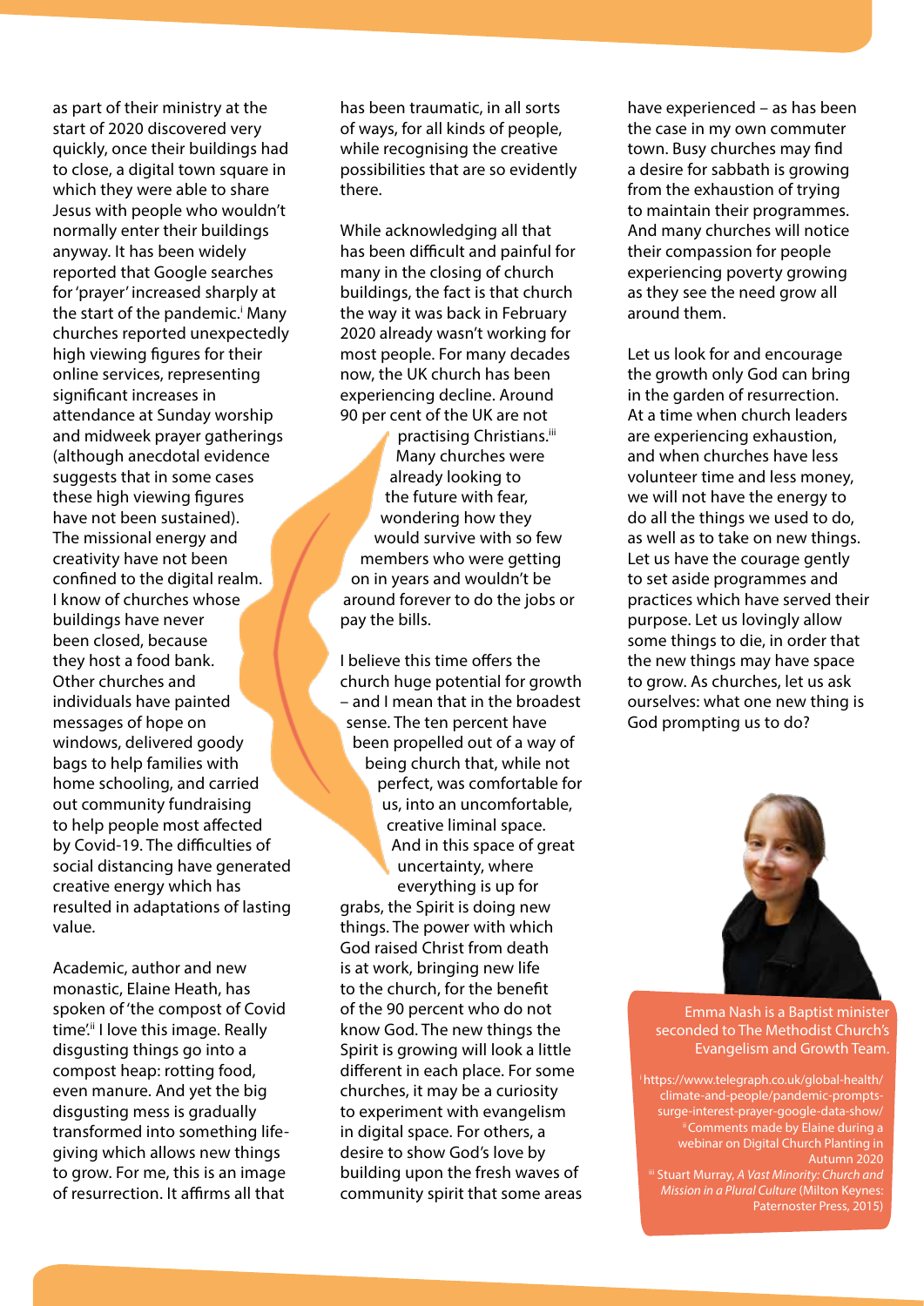as part of their ministry at the start of 2020 discovered very quickly, once their buildings had to close, a digital town square in which they were able to share Jesus with people who wouldn't normally enter their buildings anyway. It has been widely reported that Google searches for 'prayer' increased sharply at the start of the pandemic.[i] Many churches reported unexpectedly high viewing figures for their online services, representing significant increases in attendance at Sunday worship and midweek prayer gatherings (although anecdotal evidence suggests that in some cases these high viewing figures have not been sustained). The missional energy and creativity have not been confined to the digital realm. I know of churches whose buildings have never been closed, because they host a food bank. Other churches and individuals have painted messages of hope on windows, delivered goody bags to help families with home schooling, and carried out community fundraising to help people most affected by Covid-19. The difficulties of social distancing have generated creative energy which has resulted in adaptations of lasting value.

Academic, author and new monastic, Elaine Heath, has spoken of 'the compost of Covid time'.[ii] I love this image. Really disgusting things go into a compost heap: rotting food, even manure. And yet the big disgusting mess is gradually transformed into something life-giving which allows new things to grow. For me, this is an image of resurrection. It affirms all that has been traumatic, in all sorts of ways, for all kinds of people, while recognising the creative possibilities that are so evidently there.

While acknowledging all that has been difficult and painful for many in the closing of church buildings, the fact is that church the way it was back in February 2020 already wasn't working for most people. For many decades now, the UK church has been experiencing decline. Around 90 per cent of the UK are not practising Christians.[iii] Many churches were already looking to the future with fear, wondering how they would survive with so few members who were getting on in years and wouldn't be around forever to do the jobs or pay the bills.

I believe this time offers the church huge potential for growth – and I mean that in the broadest sense. The ten percent have been propelled out of a way of being church that, while not perfect, was comfortable for us, into an uncomfortable, creative liminal space. And in this space of great uncertainty, where everything is up for grabs, the Spirit is doing new things. The power with which God raised Christ from death is at work, bringing new life to the church, for the benefit of the 90 percent who do not know God. The new things the Spirit is growing will look a little different in each place. For some churches, it may be a curiosity to experiment with evangelism in digital space. For others, a desire to show God's love by building upon the fresh waves of community spirit that some areas have experienced – as has been the case in my own commuter town. Busy churches may find a desire for sabbath is growing from the exhaustion of trying to maintain their programmes. And many churches will notice their compassion for people experiencing poverty growing as they see the need grow all around them.

Let us look for and encourage the growth only God can bring in the garden of resurrection. At a time when church leaders are experiencing exhaustion, and when churches have less volunteer time and less money, we will not have the energy to do all the things we used to do, as well as to take on new things. Let us have the courage gently to set aside programmes and practices which have served their purpose. Let us lovingly allow some things to die, in order that the new things may have space to grow. As churches, let us ask ourselves: what one new thing is God prompting us to do?

Emma Nash is a Baptist minister seconded to The Methodist Church's Evangelism and Growth Team.

[i] https://www.telegraph.co.uk/global-health/climate-and-people/pandemic-prompts-surge-interest-prayer-google-data-show/

[ii] Comments made by Elaine during a webinar on Digital Church Planting in Autumn 2020

[iii] Stuart Murray, *A Vast Minority: Church and Mission in a Plural Culture* (Milton Keynes: Paternoster Press, 2015)